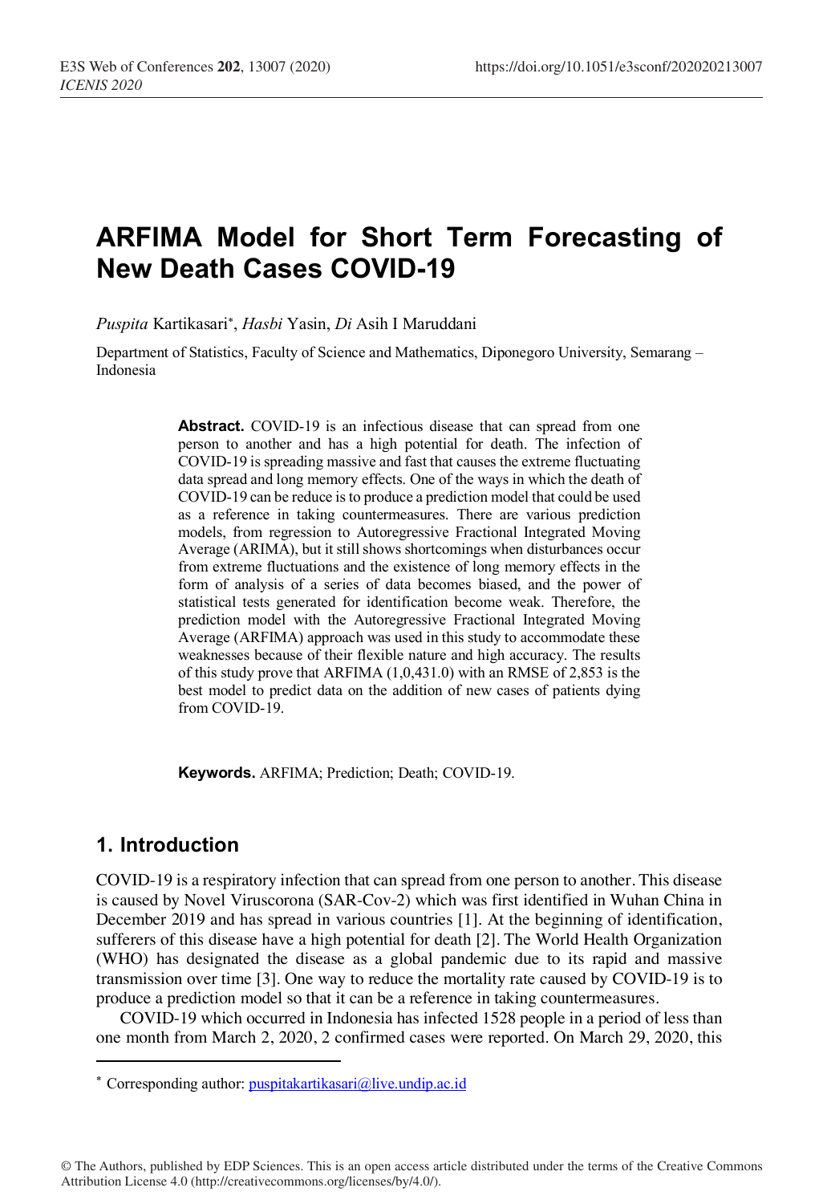# ARFIMA Model for Short Term Forecasting of New Death Cases COVID-19

*Puspita* Kartikasari*, *Hasbi* Yasin, *Di* Asih I Maruddani

Department of Statistics, Faculty of Science and Mathematics, Diponegoro University, Semarang – Indonesia

**Abstract.** COVID-19 is an infectious disease that can spread from one person to another and has a high potential for death. The infection of COVID-19 is spreading massive and fast that causes the extreme fluctuating data spread and long memory effects. One of the ways in which the death of COVID-19 can be reduce is to produce a prediction model that could be used as a reference in taking countermeasures. There are various prediction models, from regression to Autoregressive Fractional Integrated Moving Average (ARIMA), but it still shows shortcomings when disturbances occur from extreme fluctuations and the existence of long memory effects in the form of analysis of a series of data becomes biased, and the power of statistical tests generated for identification become weak. Therefore, the prediction model with the Autoregressive Fractional Integrated Moving Average (ARFIMA) approach was used in this study to accommodate these weaknesses because of their flexible nature and high accuracy. The results of this study prove that ARFIMA (1,0,431.0) with an RMSE of 2,853 is the best model to predict data on the addition of new cases of patients dying from COVID-19.

**Keywords.** ARFIMA; Prediction; Death; COVID-19.

## 1. Introduction

COVID-19 is a respiratory infection that can spread from one person to another. This disease is caused by Novel Viruscorona (SAR-Cov-2) which was first identified in Wuhan China in December 2019 and has spread in various countries [1]. At the beginning of identification, sufferers of this disease have a high potential for death [2]. The World Health Organization (WHO) has designated the disease as a global pandemic due to its rapid and massive transmission over time [3]. One way to reduce the mortality rate caused by COVID-19 is to produce a prediction model so that it can be a reference in taking countermeasures.

COVID-19 which occurred in Indonesia has infected 1528 people in a period of less than one month from March 2, 2020, 2 confirmed cases were reported. On March 29, 2020, this

* Corresponding author: puspitakartikasari@live.undip.ac.id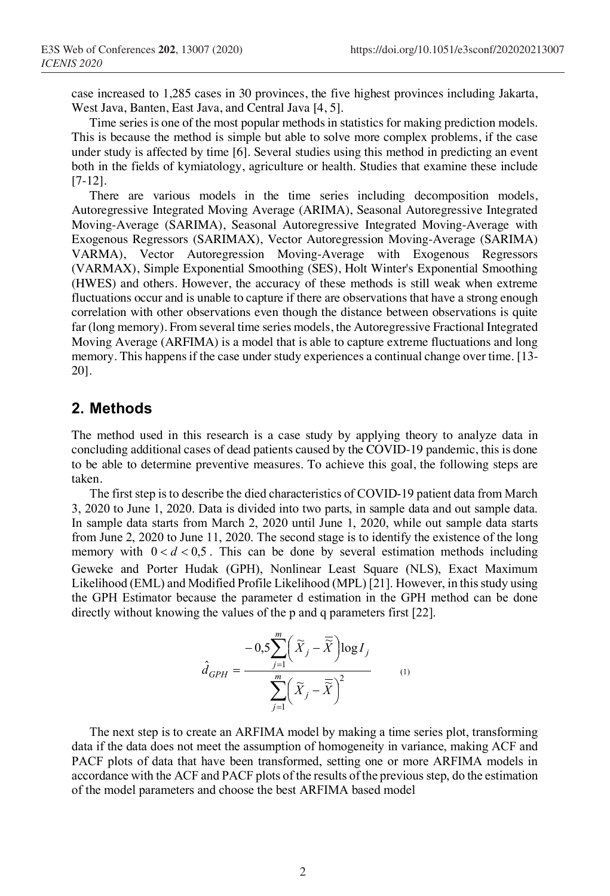case increased to 1,285 cases in 30 provinces, the five highest provinces including Jakarta, West Java, Banten, East Java, and Central Java [4, 5].

Time series is one of the most popular methods in statistics for making prediction models. This is because the method is simple but able to solve more complex problems, if the case under study is affected by time [6]. Several studies using this method in predicting an event both in the fields of kymiatology, agriculture or health. Studies that examine these include [7-12].

There are various models in the time series including decomposition models, Autoregressive Integrated Moving Average (ARIMA), Seasonal Autoregressive Integrated Moving-Average (SARIMA), Seasonal Autoregressive Integrated Moving-Average with Exogenous Regressors (SARIMAX), Vector Autoregression Moving-Average (SARIMA) VARMA), Vector Autoregression Moving-Average with Exogenous Regressors (VARMAX), Simple Exponential Smoothing (SES), Holt Winter's Exponential Smoothing (HWES) and others. However, the accuracy of these methods is still weak when extreme fluctuations occur and is unable to capture if there are observations that have a strong enough correlation with other observations even though the distance between observations is quite far (long memory). From several time series models, the Autoregressive Fractional Integrated Moving Average (ARFIMA) is a model that is able to capture extreme fluctuations and long memory. This happens if the case under study experiences a continual change over time. [13-20].

## 2. Methods

The method used in this research is a case study by applying theory to analyze data in concluding additional cases of dead patients caused by the COVID-19 pandemic, this is done to be able to determine preventive measures. To achieve this goal, the following steps are taken.

The first step is to describe the died characteristics of COVID-19 patient data from March 3, 2020 to June 1, 2020. Data is divided into two parts, in sample data and out sample data. In sample data starts from March 2, 2020 until June 1, 2020, while out sample data starts from June 2, 2020 to June 11, 2020. The second stage is to identify the existence of the long memory with $0 < d < 0{,}5$. This can be done by several estimation methods including Geweke and Porter Hudak (GPH), Nonlinear Least Square (NLS), Exact Maximum Likelihood (EML) and Modified Profile Likelihood (MPL) [21]. However, in this study using the GPH Estimator because the parameter d estimation in the GPH method can be done directly without knowing the values of the p and q parameters first [22].

$$\hat{d}_{GPH} = \frac{-0{,}5\sum_{j=1}^{m}\left(\widetilde{X}_j - \overline{\widetilde{X}}\right)\log I_j}{\sum_{j=1}^{m}\left(\widetilde{X}_j - \overline{\widetilde{X}}\right)^2} \qquad (1)$$

The next step is to create an ARFIMA model by making a time series plot, transforming data if the data does not meet the assumption of homogeneity in variance, making ACF and PACF plots of data that have been transformed, setting one or more ARFIMA models in accordance with the ACF and PACF plots of the results of the previous step, do the estimation of the model parameters and choose the best ARFIMA based model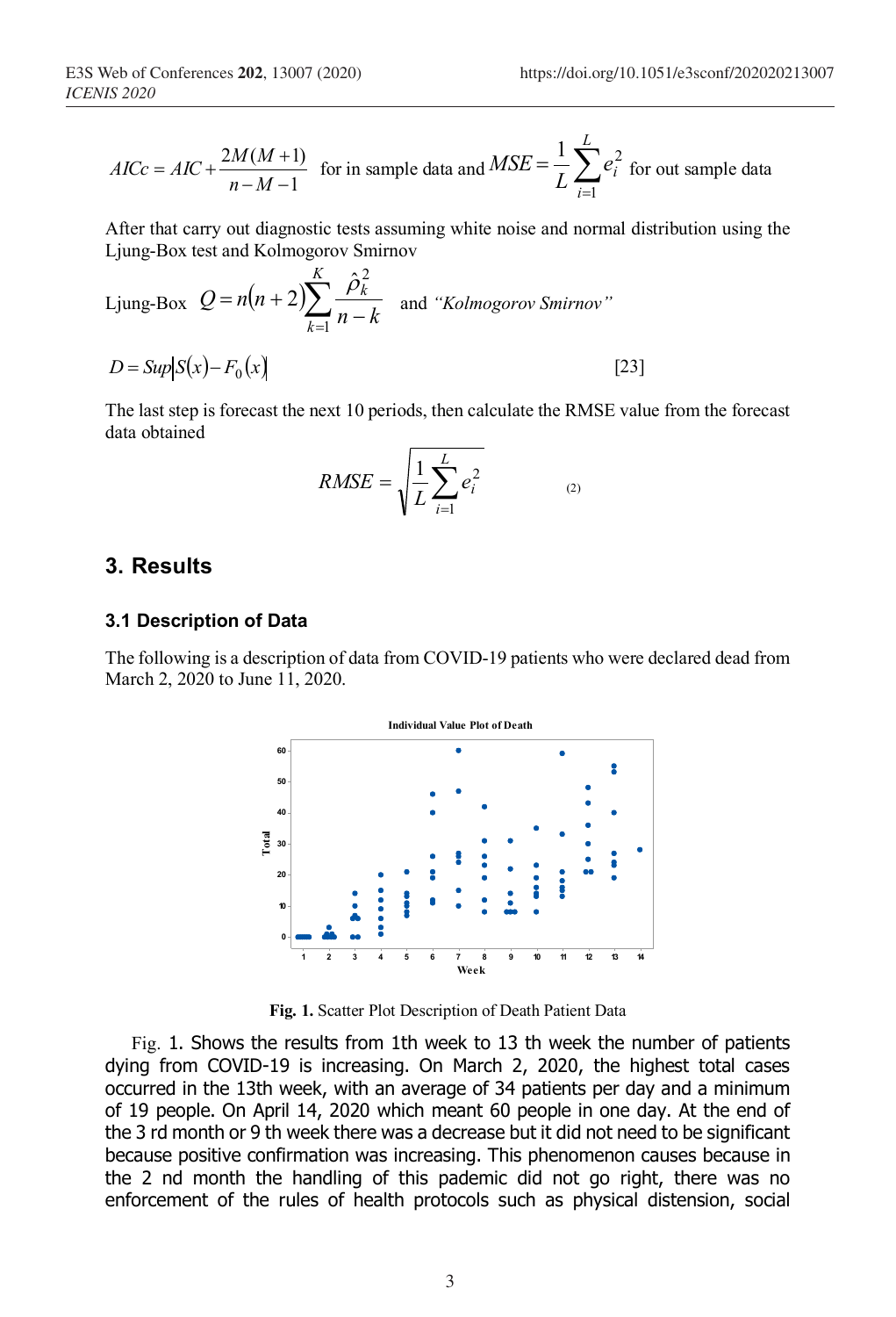$$AICc = AIC + \frac{2M(M+1)}{n-M-1}$$ for in sample data and $$MSE = \frac{1}{L}\sum_{i=1}^{L} e_i^2$$ for out sample data

After that carry out diagnostic tests assuming white noise and normal distribution using the Ljung-Box test and Kolmogorov Smirnov

Ljung-Box $Q = n(n+2)\sum_{k=1}^{K} \frac{\hat{\rho}_k^2}{n-k}$ and *"Kolmogorov Smirnov"*

$$D = Sup\left|S(x) - F_0(x)\right| \quad [23]$$

The last step is forecast the next 10 periods, then calculate the RMSE value from the forecast data obtained

$$RMSE = \sqrt{\frac{1}{L}\sum_{i=1}^{L} e_i^2} \quad (2)$$

## 3. Results

### 3.1 Description of Data

The following is a description of data from COVID-19 patients who were declared dead from March 2, 2020 to June 11, 2020.

**Fig. 1.** Scatter Plot Description of Death Patient Data

Fig. 1. Shows the results from 1th week to 13 th week the number of patients dying from COVID-19 is increasing. On March 2, 2020, the highest total cases occurred in the 13th week, with an average of 34 patients per day and a minimum of 19 people. On April 14, 2020 which meant 60 people in one day. At the end of the 3 rd month or 9 th week there was a decrease but it did not need to be significant because positive confirmation was increasing. This phenomenon causes because in the 2 nd month the handling of this pademic did not go right, there was no enforcement of the rules of health protocols such as physical distension, social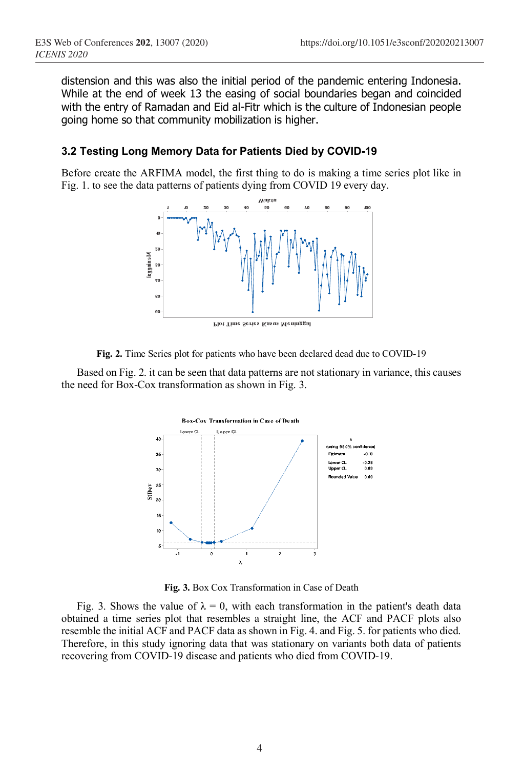distension and this was also the initial period of the pandemic entering Indonesia. While at the end of week 13 the easing of social boundaries began and coincided with the entry of Ramadan and Eid al-Fitr which is the culture of Indonesian people going home so that community mobilization is higher.

### 3.2 Testing Long Memory Data for Patients Died by COVID-19

Before create the ARFIMA model, the first thing to do is making a time series plot like in Fig. 1. to see the data patterns of patients dying from COVID 19 every day.

**Fig. 2.** Time Series plot for patients who have been declared dead due to COVID-19

Based on Fig. 2. it can be seen that data patterns are not stationary in variance, this causes the need for Box-Cox transformation as shown in Fig. 3.

**Fig. 3.** Box Cox Transformation in Case of Death

Fig. 3. Shows the value of $\lambda = 0$, with each transformation in the patient's death data obtained a time series plot that resembles a straight line, the ACF and PACF plots also resemble the initial ACF and PACF data as shown in Fig. 4. and Fig. 5. for patients who died. Therefore, in this study ignoring data that was stationary on variants both data of patients recovering from COVID-19 disease and patients who died from COVID-19.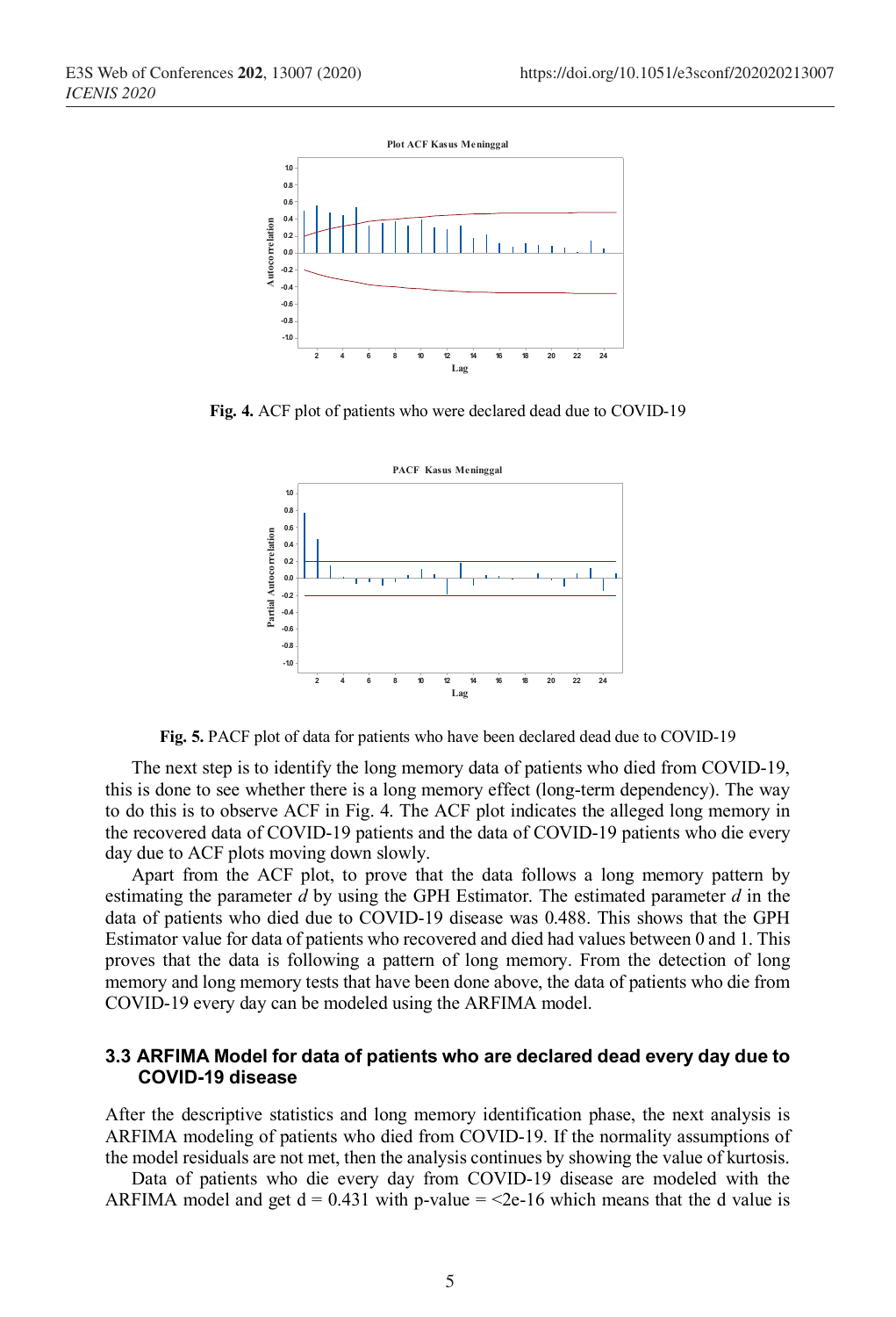Fig. 4. ACF plot of patients who were declared dead due to COVID-19

Fig. 5. PACF plot of data for patients who have been declared dead due to COVID-19

The next step is to identify the long memory data of patients who died from COVID-19, this is done to see whether there is a long memory effect (long-term dependency). The way to do this is to observe ACF in Fig. 4. The ACF plot indicates the alleged long memory in the recovered data of COVID-19 patients and the data of COVID-19 patients who die every day due to ACF plots moving down slowly.

Apart from the ACF plot, to prove that the data follows a long memory pattern by estimating the parameter $d$ by using the GPH Estimator. The estimated parameter $d$ in the data of patients who died due to COVID-19 disease was 0.488. This shows that the GPH Estimator value for data of patients who recovered and died had values between 0 and 1. This proves that the data is following a pattern of long memory. From the detection of long memory and long memory tests that have been done above, the data of patients who die from COVID-19 every day can be modeled using the ARFIMA model.

### 3.3 ARFIMA Model for data of patients who are declared dead every day due to COVID-19 disease

After the descriptive statistics and long memory identification phase, the next analysis is ARFIMA modeling of patients who died from COVID-19. If the normality assumptions of the model residuals are not met, then the analysis continues by showing the value of kurtosis.

Data of patients who die every day from COVID-19 disease are modeled with the ARFIMA model and get d = 0.431 with p-value = <2e-16 which means that the d value is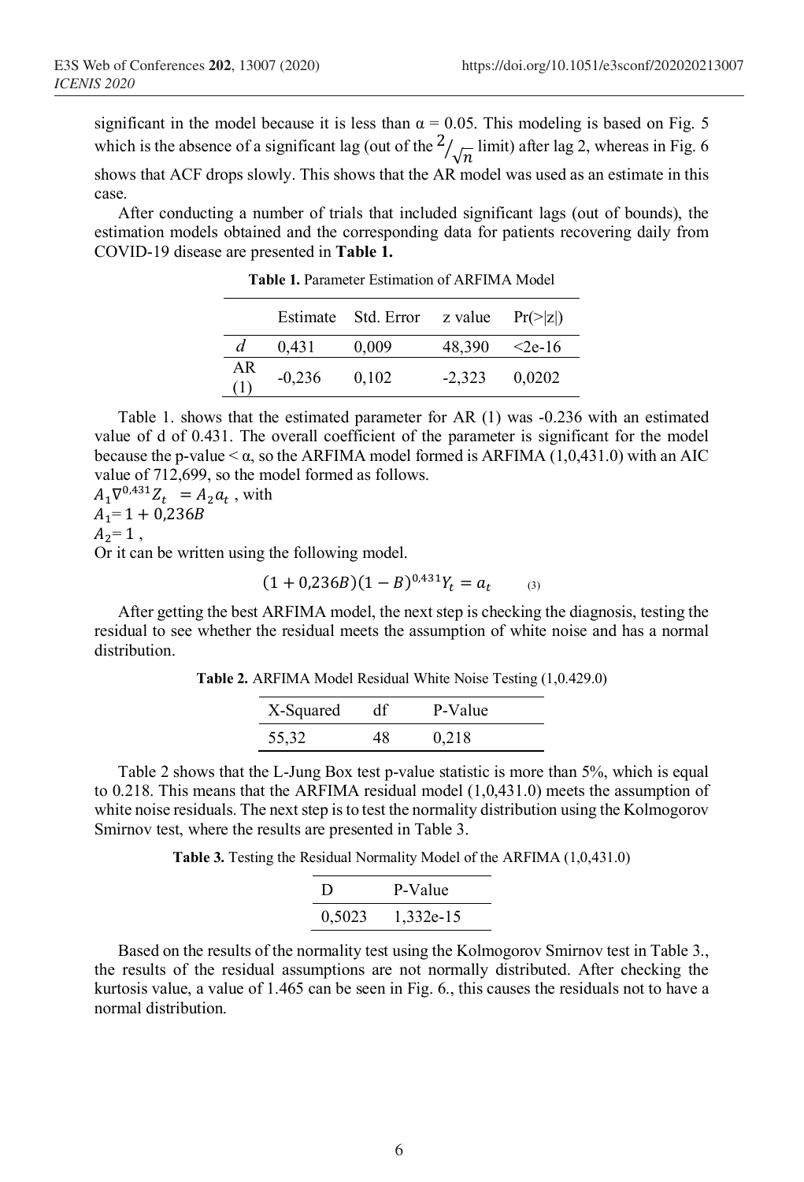significant in the model because it is less than $\alpha = 0.05$. This modeling is based on Fig. 5 which is the absence of a significant lag (out of the $2/\sqrt{n}$ limit) after lag 2, whereas in Fig. 6 shows that ACF drops slowly. This shows that the AR model was used as an estimate in this case.

After conducting a number of trials that included significant lags (out of bounds), the estimation models obtained and the corresponding data for patients recovering daily from COVID-19 disease are presented in **Table 1.**

**Table 1.** Parameter Estimation of ARFIMA Model

| | Estimate | Std. Error | z value | Pr(>\|z\|) |
|---|---|---|---|---|
| $d$ | 0,431 | 0,009 | 48,390 | <2e-16 |
| AR (1) | -0,236 | 0,102 | -2,323 | 0,0202 |

Table 1. shows that the estimated parameter for AR (1) was -0.236 with an estimated value of d of 0.431. The overall coefficient of the parameter is significant for the model because the p-value < α, so the ARFIMA model formed is ARFIMA (1,0,431.0) with an AIC value of 712,699, so the model formed as follows.

$A_1\nabla^{0,431}Z_t = A_2a_t$ , with

$A_1 = 1 + 0,236B$

$A_2 = 1$ ,

Or it can be written using the following model.

$$(1 + 0,236B)(1 - B)^{0,431}Y_t = a_t \qquad (3)$$

After getting the best ARFIMA model, the next step is checking the diagnosis, testing the residual to see whether the residual meets the assumption of white noise and has a normal distribution.

**Table 2.** ARFIMA Model Residual White Noise Testing (1,0.429.0)

| X-Squared | df | P-Value |
|---|---|---|
| 55,32 | 48 | 0,218 |

Table 2 shows that the L-Jung Box test p-value statistic is more than 5%, which is equal to 0.218. This means that the ARFIMA residual model (1,0,431.0) meets the assumption of white noise residuals. The next step is to test the normality distribution using the Kolmogorov Smirnov test, where the results are presented in Table 3.

**Table 3.** Testing the Residual Normality Model of the ARFIMA (1,0,431.0)

| D | P-Value |
|---|---|
| 0,5023 | 1,332e-15 |

Based on the results of the normality test using the Kolmogorov Smirnov test in Table 3., the results of the residual assumptions are not normally distributed. After checking the kurtosis value, a value of 1.465 can be seen in Fig. 6., this causes the residuals not to have a normal distribution.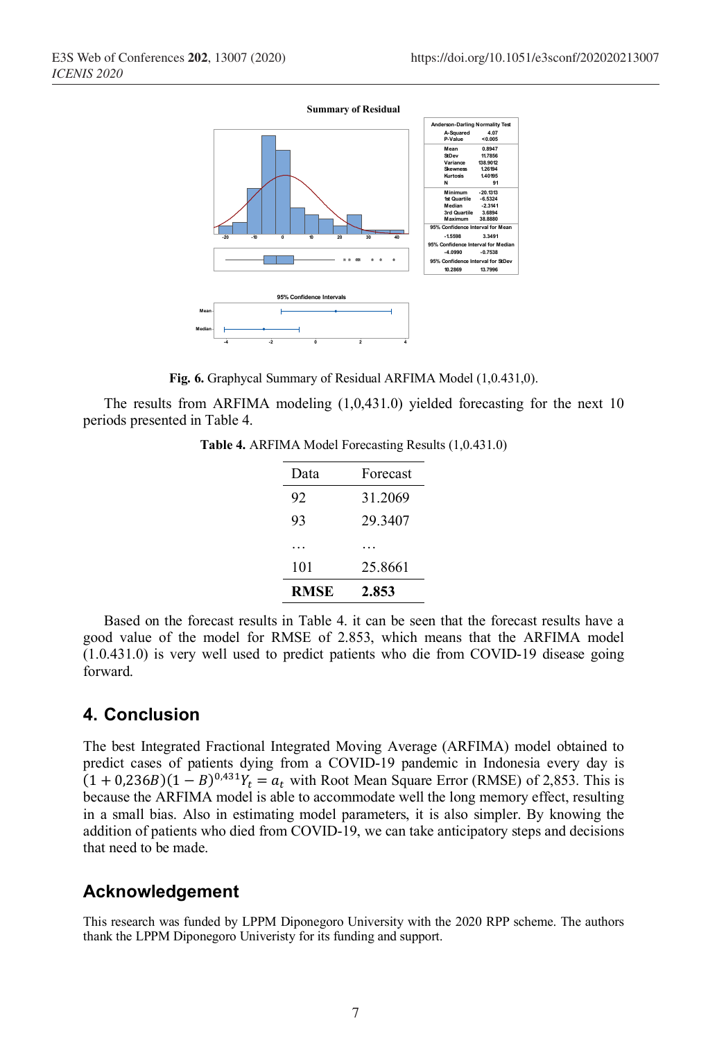Fig. 6. Graphycal Summary of Residual ARFIMA Model (1,0.431,0).

The results from ARFIMA modeling (1,0,431.0) yielded forecasting for the next 10 periods presented in Table 4.

**Table 4.** ARFIMA Model Forecasting Results (1,0.431.0)

| Data | Forecast |
|---|---|
| 92 | 31.2069 |
| 93 | 29.3407 |
| … | … |
| 101 | 25.8661 |
| **RMSE** | **2.853** |

Based on the forecast results in Table 4. it can be seen that the forecast results have a good value of the model for RMSE of 2.853, which means that the ARFIMA model (1.0.431.0) is very well used to predict patients who die from COVID-19 disease going forward.

## 4. Conclusion

The best Integrated Fractional Integrated Moving Average (ARFIMA) model obtained to predict cases of patients dying from a COVID-19 pandemic in Indonesia every day is $(1 + 0{,}236B)(1 - B)^{0{,}431}Y_t = a_t$ with Root Mean Square Error (RMSE) of 2,853. This is because the ARFIMA model is able to accommodate well the long memory effect, resulting in a small bias. Also in estimating model parameters, it is also simpler. By knowing the addition of patients who died from COVID-19, we can take anticipatory steps and decisions that need to be made.

## Acknowledgement

This research was funded by LPPM Diponegoro University with the 2020 RPP scheme. The authors thank the LPPM Diponegoro Univeristy for its funding and support.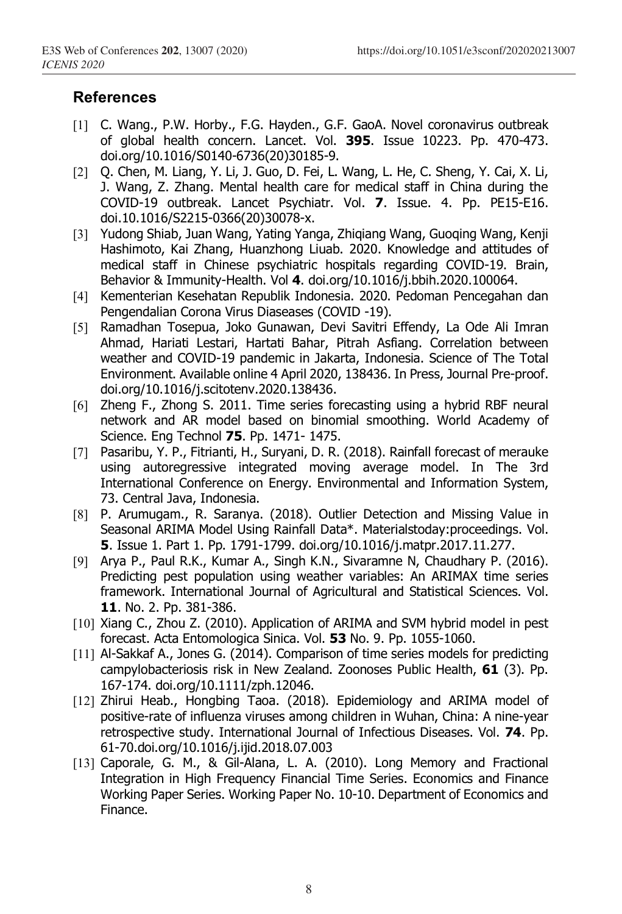## References

[1] C. Wang., P.W. Horby., F.G. Hayden., G.F. GaoA. Novel coronavirus outbreak of global health concern. Lancet. Vol. **395**. Issue 10223. Pp. 470-473. doi.org/10.1016/S0140-6736(20)30185-9.

[2] Q. Chen, M. Liang, Y. Li, J. Guo, D. Fei, L. Wang, L. He, C. Sheng, Y. Cai, X. Li, J. Wang, Z. Zhang. Mental health care for medical staff in China during the COVID-19 outbreak. Lancet Psychiatr. Vol. **7**. Issue. 4. Pp. PE15-E16. doi.10.1016/S2215-0366(20)30078-x.

[3] Yudong Shiab, Juan Wang, Yating Yanga, Zhiqiang Wang, Guoqing Wang, Kenji Hashimoto, Kai Zhang, Huanzhong Liuab. 2020. Knowledge and attitudes of medical staff in Chinese psychiatric hospitals regarding COVID-19. Brain, Behavior & Immunity-Health. Vol **4**. doi.org/10.1016/j.bbih.2020.100064.

[4] Kementerian Kesehatan Republik Indonesia. 2020. Pedoman Pencegahan dan Pengendalian Corona Virus Diaseases (COVID -19).

[5] Ramadhan Tosepua, Joko Gunawan, Devi Savitri Effendy, La Ode Ali Imran Ahmad, Hariati Lestari, Hartati Bahar, Pitrah Asfiang. Correlation between weather and COVID-19 pandemic in Jakarta, Indonesia. Science of The Total Environment. Available online 4 April 2020, 138436. In Press, Journal Pre-proof. doi.org/10.1016/j.scitotenv.2020.138436.

[6] Zheng F., Zhong S. 2011. Time series forecasting using a hybrid RBF neural network and AR model based on binomial smoothing. World Academy of Science. Eng Technol **75**. Pp. 1471- 1475.

[7] Pasaribu, Y. P., Fitrianti, H., Suryani, D. R. (2018). Rainfall forecast of merauke using autoregressive integrated moving average model. In The 3rd International Conference on Energy. Environmental and Information System, 73. Central Java, Indonesia.

[8] P. Arumugam., R. Saranya. (2018). Outlier Detection and Missing Value in Seasonal ARIMA Model Using Rainfall Data*. Materialstoday:proceedings. Vol. **5**. Issue 1. Part 1. Pp. 1791-1799. doi.org/10.1016/j.matpr.2017.11.277.

[9] Arya P., Paul R.K., Kumar A., Singh K.N., Sivaramne N, Chaudhary P. (2016). Predicting pest population using weather variables: An ARIMAX time series framework. International Journal of Agricultural and Statistical Sciences. Vol. **11**. No. 2. Pp. 381-386.

[10] Xiang C., Zhou Z. (2010). Application of ARIMA and SVM hybrid model in pest forecast. Acta Entomologica Sinica. Vol. **53** No. 9. Pp. 1055-1060.

[11] Al-Sakkaf A., Jones G. (2014). Comparison of time series models for predicting campylobacteriosis risk in New Zealand. Zoonoses Public Health, **61** (3). Pp. 167-174. doi.org/10.1111/zph.12046.

[12] Zhirui Heab., Hongbing Taoa. (2018). Epidemiology and ARIMA model of positive-rate of influenza viruses among children in Wuhan, China: A nine-year retrospective study. International Journal of Infectious Diseases. Vol. **74**. Pp. 61-70.doi.org/10.1016/j.ijid.2018.07.003

[13] Caporale, G. M., & Gil-Alana, L. A. (2010). Long Memory and Fractional Integration in High Frequency Financial Time Series. Economics and Finance Working Paper Series. Working Paper No. 10-10. Department of Economics and Finance.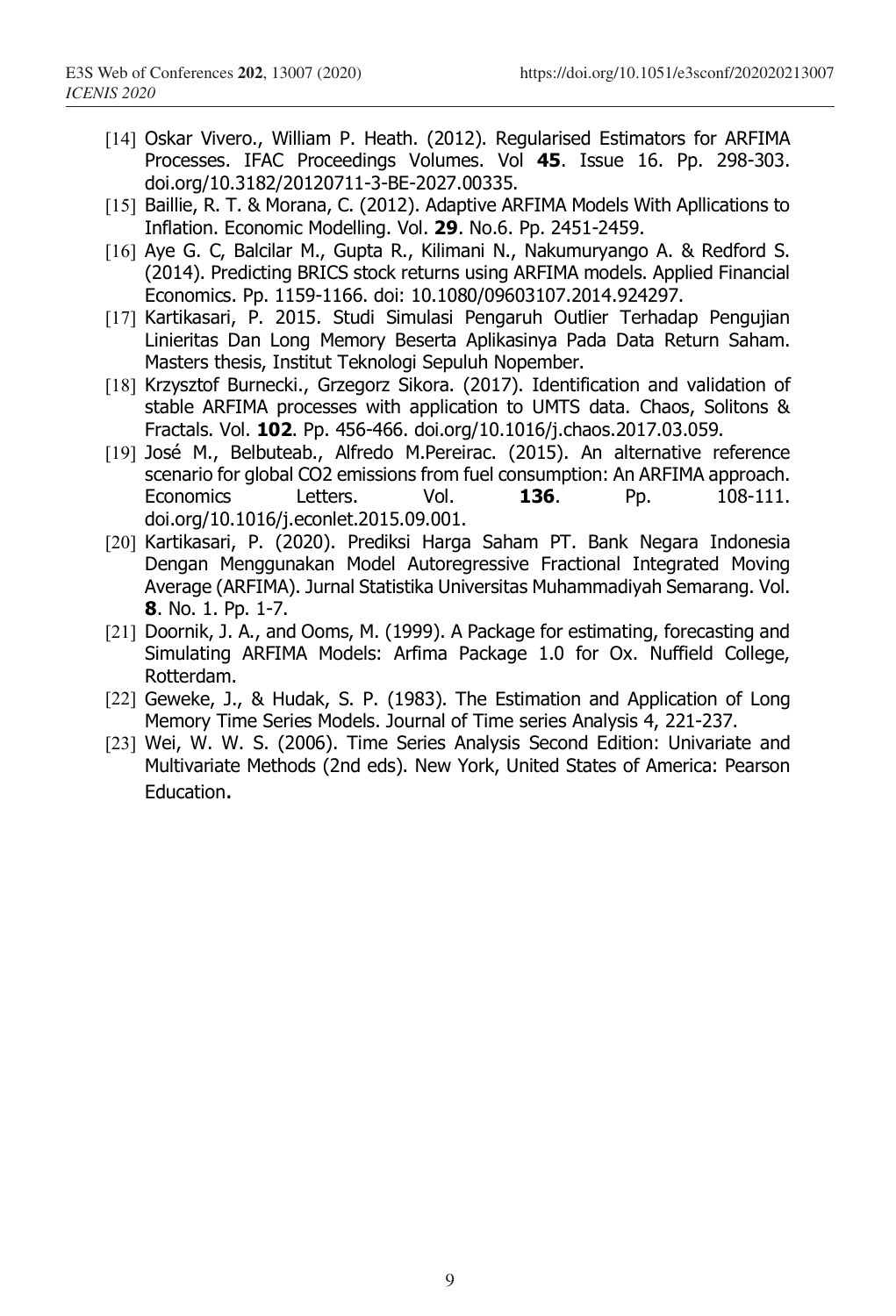[14] Oskar Vivero., William P. Heath. (2012). Regularised Estimators for ARFIMA Processes. IFAC Proceedings Volumes. Vol **45**. Issue 16. Pp. 298-303. doi.org/10.3182/20120711-3-BE-2027.00335.

[15] Baillie, R. T. & Morana, C. (2012). Adaptive ARFIMA Models With Apllications to Inflation. Economic Modelling. Vol. **29**. No.6. Pp. 2451-2459.

[16] Aye G. C, Balcilar M., Gupta R., Kilimani N., Nakumuryango A. & Redford S. (2014). Predicting BRICS stock returns using ARFIMA models. Applied Financial Economics. Pp. 1159-1166. doi: 10.1080/09603107.2014.924297.

[17] Kartikasari, P. 2015. Studi Simulasi Pengaruh Outlier Terhadap Pengujian Linieritas Dan Long Memory Beserta Aplikasinya Pada Data Return Saham. Masters thesis, Institut Teknologi Sepuluh Nopember.

[18] Krzysztof Burnecki., Grzegorz Sikora. (2017). Identification and validation of stable ARFIMA processes with application to UMTS data. Chaos, Solitons & Fractals. Vol. **102**. Pp. 456-466. doi.org/10.1016/j.chaos.2017.03.059.

[19] José M., Belbuteab., Alfredo M.Pereirac. (2015). An alternative reference scenario for global CO2 emissions from fuel consumption: An ARFIMA approach. Economics Letters. Vol. **136**. Pp. 108-111. doi.org/10.1016/j.econlet.2015.09.001.

[20] Kartikasari, P. (2020). Prediksi Harga Saham PT. Bank Negara Indonesia Dengan Menggunakan Model Autoregressive Fractional Integrated Moving Average (ARFIMA). Jurnal Statistika Universitas Muhammadiyah Semarang. Vol. **8**. No. 1. Pp. 1-7.

[21] Doornik, J. A., and Ooms, M. (1999). A Package for estimating, forecasting and Simulating ARFIMA Models: Arfima Package 1.0 for Ox. Nuffield College, Rotterdam.

[22] Geweke, J., & Hudak, S. P. (1983). The Estimation and Application of Long Memory Time Series Models. Journal of Time series Analysis 4, 221-237.

[23] Wei, W. W. S. (2006). Time Series Analysis Second Edition: Univariate and Multivariate Methods (2nd eds). New York, United States of America: Pearson Education.